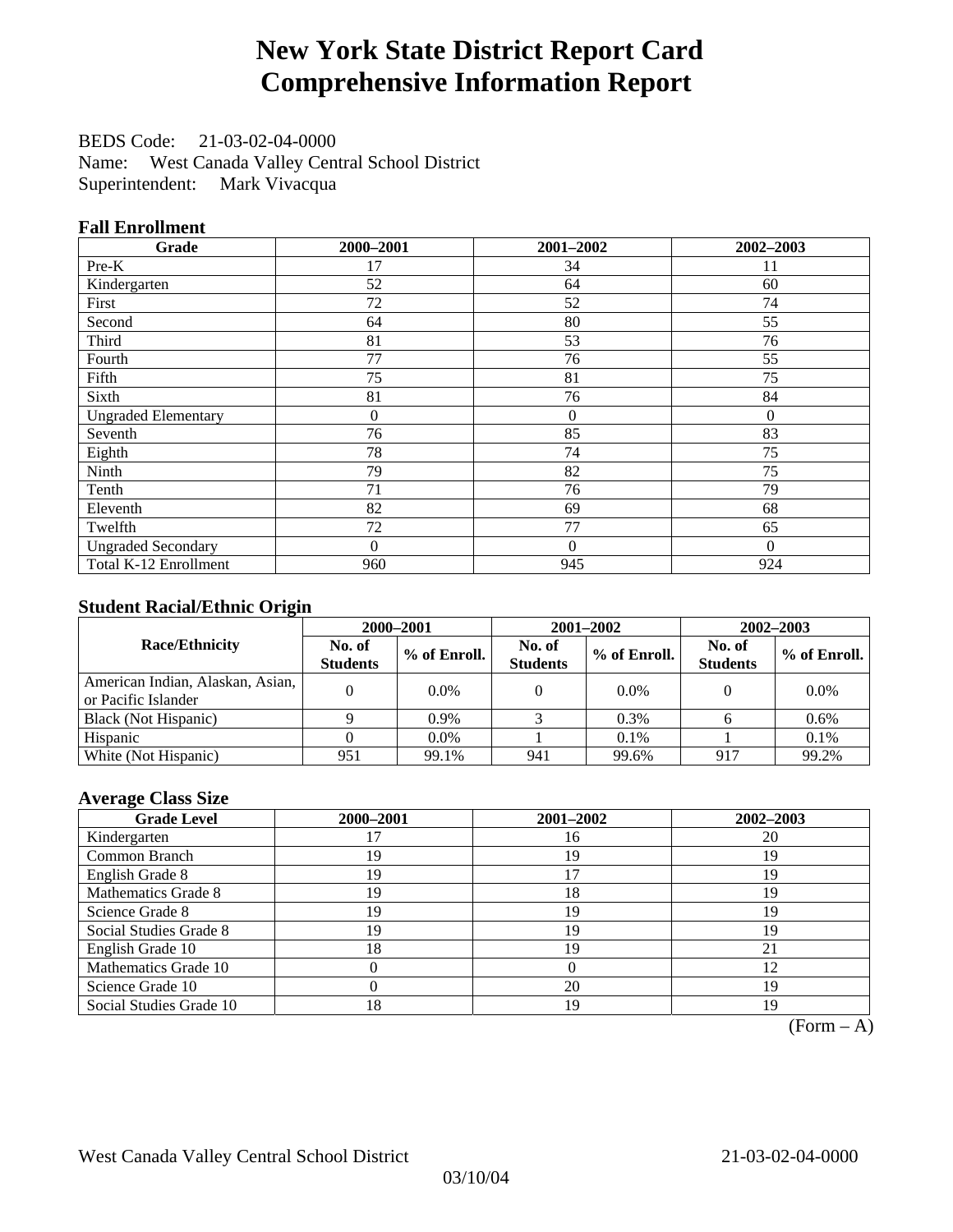# New York State District Report Card Comprehensive Information Report

BEDS Code: 21-03-02-04-0000
Name: West Canada Valley Central School District
Superintendent: Mark Vivacqua

### Fall Enrollment

| Grade | 2000–2001 | 2001–2002 | 2002–2003 |
|---|---|---|---|
| Pre-K | 17 | 34 | 11 |
| Kindergarten | 52 | 64 | 60 |
| First | 72 | 52 | 74 |
| Second | 64 | 80 | 55 |
| Third | 81 | 53 | 76 |
| Fourth | 77 | 76 | 55 |
| Fifth | 75 | 81 | 75 |
| Sixth | 81 | 76 | 84 |
| Ungraded Elementary | 0 | 0 | 0 |
| Seventh | 76 | 85 | 83 |
| Eighth | 78 | 74 | 75 |
| Ninth | 79 | 82 | 75 |
| Tenth | 71 | 76 | 79 |
| Eleventh | 82 | 69 | 68 |
| Twelfth | 72 | 77 | 65 |
| Ungraded Secondary | 0 | 0 | 0 |
| Total K-12 Enrollment | 960 | 945 | 924 |

### Student Racial/Ethnic Origin

| Race/Ethnicity | 2000–2001 | | 2001–2002 | | 2002–2003 | |
|---|---|---|---|---|---|---|
| | No. of Students | % of Enroll. | No. of Students | % of Enroll. | No. of Students | % of Enroll. |
| American Indian, Alaskan, Asian, or Pacific Islander | 0 | 0.0% | 0 | 0.0% | 0 | 0.0% |
| Black (Not Hispanic) | 9 | 0.9% | 3 | 0.3% | 6 | 0.6% |
| Hispanic | 0 | 0.0% | 1 | 0.1% | 1 | 0.1% |
| White (Not Hispanic) | 951 | 99.1% | 941 | 99.6% | 917 | 99.2% |

### Average Class Size

| Grade Level | 2000–2001 | 2001–2002 | 2002–2003 |
|---|---|---|---|
| Kindergarten | 17 | 16 | 20 |
| Common Branch | 19 | 19 | 19 |
| English Grade 8 | 19 | 17 | 19 |
| Mathematics Grade 8 | 19 | 18 | 19 |
| Science Grade 8 | 19 | 19 | 19 |
| Social Studies Grade 8 | 19 | 19 | 19 |
| English Grade 10 | 18 | 19 | 21 |
| Mathematics Grade 10 | 0 | 0 | 12 |
| Science Grade 10 | 0 | 20 | 19 |
| Social Studies Grade 10 | 18 | 19 | 19 |

(Form – A)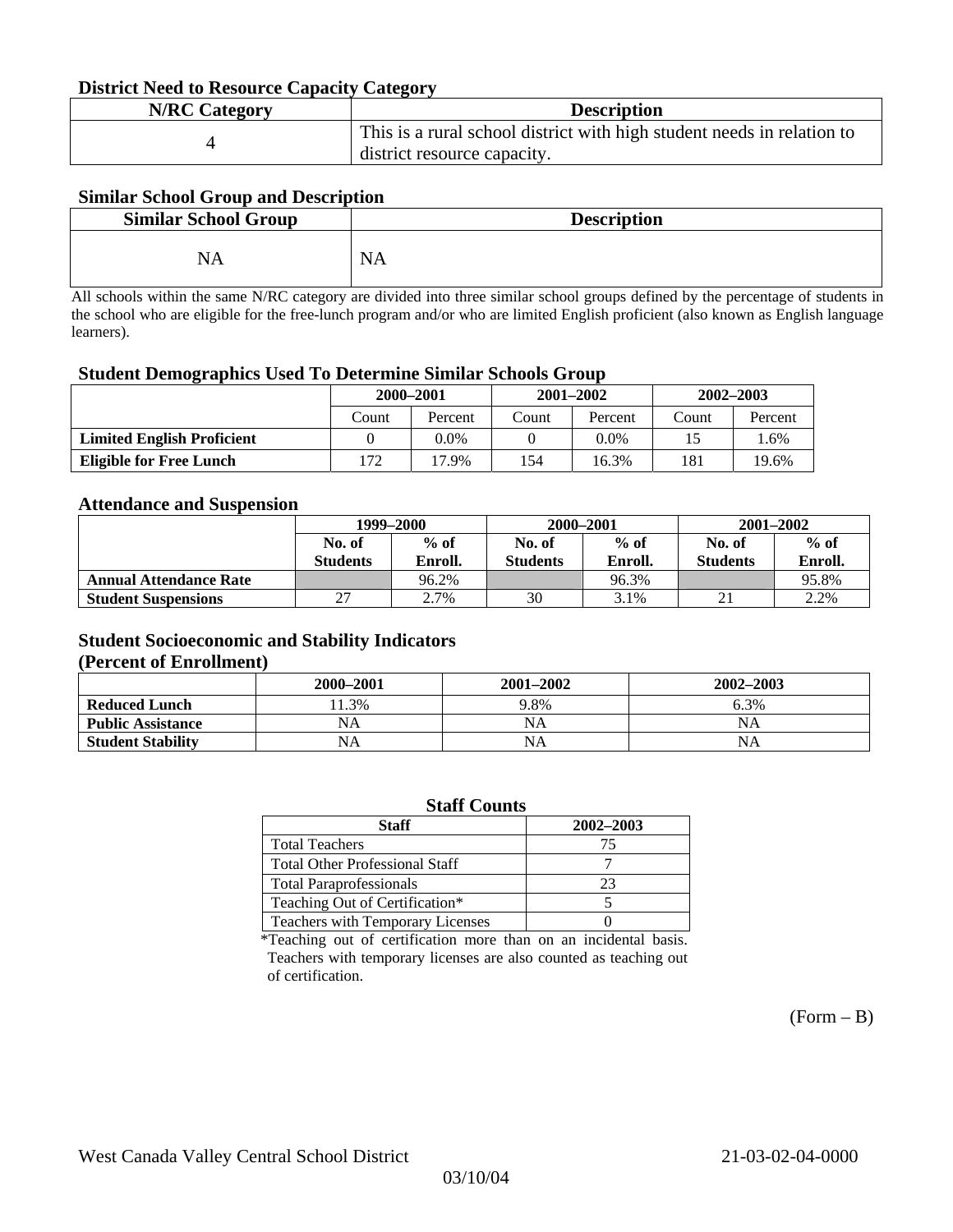### District Need to Resource Capacity Category

| N/RC Category | Description |
|---|---|
| 4 | This is a rural school district with high student needs in relation to district resource capacity. |

### Similar School Group and Description

| Similar School Group | Description |
|---|---|
| NA | NA |

All schools within the same N/RC category are divided into three similar school groups defined by the percentage of students in the school who are eligible for the free-lunch program and/or who are limited English proficient (also known as English language learners).

### Student Demographics Used To Determine Similar Schools Group

| | 2000–2001 | | 2001–2002 | | 2002–2003 | |
|---|---|---|---|---|---|---|
| | Count | Percent | Count | Percent | Count | Percent |
| **Limited English Proficient** | 0 | 0.0% | 0 | 0.0% | 15 | 1.6% |
| **Eligible for Free Lunch** | 172 | 17.9% | 154 | 16.3% | 181 | 19.6% |

### Attendance and Suspension

| | 1999–2000 | | 2000–2001 | | 2001–2002 | |
|---|---|---|---|---|---|---|
| | No. of Students | % of Enroll. | No. of Students | % of Enroll. | No. of Students | % of Enroll. |
| **Annual Attendance Rate** | | 96.2% | | 96.3% | | 95.8% |
| **Student Suspensions** | 27 | 2.7% | 30 | 3.1% | 21 | 2.2% |

### Student Socioeconomic and Stability Indicators (Percent of Enrollment)

| | 2000–2001 | 2001–2002 | 2002–2003 |
|---|---|---|---|
| **Reduced Lunch** | 11.3% | 9.8% | 6.3% |
| **Public Assistance** | NA | NA | NA |
| **Student Stability** | NA | NA | NA |

### Staff Counts

| Staff | 2002–2003 |
|---|---|
| Total Teachers | 75 |
| Total Other Professional Staff | 7 |
| Total Paraprofessionals | 23 |
| Teaching Out of Certification* | 5 |
| Teachers with Temporary Licenses | 0 |

*Teaching out of certification more than on an incidental basis. Teachers with temporary licenses are also counted as teaching out of certification.

(Form – B)

West Canada Valley Central School District 21-03-02-04-0000

03/10/04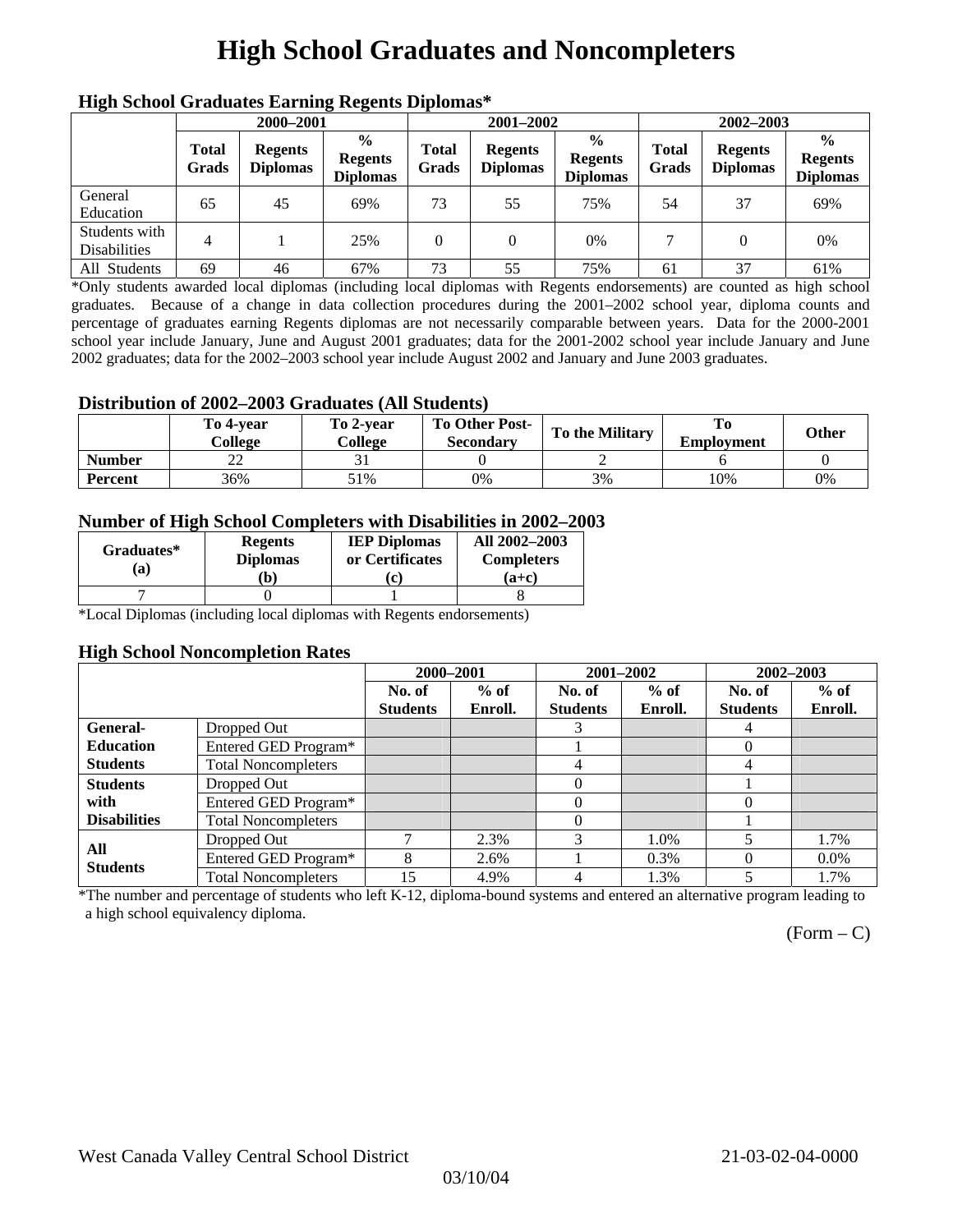# High School Graduates and Noncompleters

### High School Graduates Earning Regents Diplomas*

| | 2000–2001 | | | 2001–2002 | | | 2002–2003 | | |
|---|---|---|---|---|---|---|---|---|---|
| | Total Grads | Regents Diplomas | % Regents Diplomas | Total Grads | Regents Diplomas | % Regents Diplomas | Total Grads | Regents Diplomas | % Regents Diplomas |
| General Education | 65 | 45 | 69% | 73 | 55 | 75% | 54 | 37 | 69% |
| Students with Disabilities | 4 | 1 | 25% | 0 | 0 | 0% | 7 | 0 | 0% |
| All Students | 69 | 46 | 67% | 73 | 55 | 75% | 61 | 37 | 61% |

*Only students awarded local diplomas (including local diplomas with Regents endorsements) are counted as high school graduates. Because of a change in data collection procedures during the 2001–2002 school year, diploma counts and percentage of graduates earning Regents diplomas are not necessarily comparable between years. Data for the 2000-2001 school year include January, June and August 2001 graduates; data for the 2001-2002 school year include January and June 2002 graduates; data for the 2002–2003 school year include August 2002 and January and June 2003 graduates.

### Distribution of 2002–2003 Graduates (All Students)

| | To 4-year College | To 2-year College | To Other Post-Secondary | To the Military | To Employment | Other |
|---|---|---|---|---|---|---|
| Number | 22 | 31 | 0 | 2 | 6 | 0 |
| Percent | 36% | 51% | 0% | 3% | 10% | 0% |

### Number of High School Completers with Disabilities in 2002–2003

| Graduates* (a) | Regents Diplomas (b) | IEP Diplomas or Certificates (c) | All 2002–2003 Completers (a+c) |
|---|---|---|---|
| 7 | 0 | 1 | 8 |

*Local Diplomas (including local diplomas with Regents endorsements)

### High School Noncompletion Rates

| | | 2000–2001 | | 2001–2002 | | 2002–2003 | |
|---|---|---|---|---|---|---|---|
| | | No. of Students | % of Enroll. | No. of Students | % of Enroll. | No. of Students | % of Enroll. |
| General-Education Students | Dropped Out | | | 3 | | 4 | |
| | Entered GED Program* | | | 1 | | 0 | |
| | Total Noncompleters | | | 4 | | 4 | |
| Students with Disabilities | Dropped Out | | | 0 | | 1 | |
| | Entered GED Program* | | | 0 | | 0 | |
| | Total Noncompleters | | | 0 | | 1 | |
| All Students | Dropped Out | 7 | 2.3% | 3 | 1.0% | 5 | 1.7% |
| | Entered GED Program* | 8 | 2.6% | 1 | 0.3% | 0 | 0.0% |
| | Total Noncompleters | 15 | 4.9% | 4 | 1.3% | 5 | 1.7% |

*The number and percentage of students who left K-12, diploma-bound systems and entered an alternative program leading to a high school equivalency diploma.

(Form – C)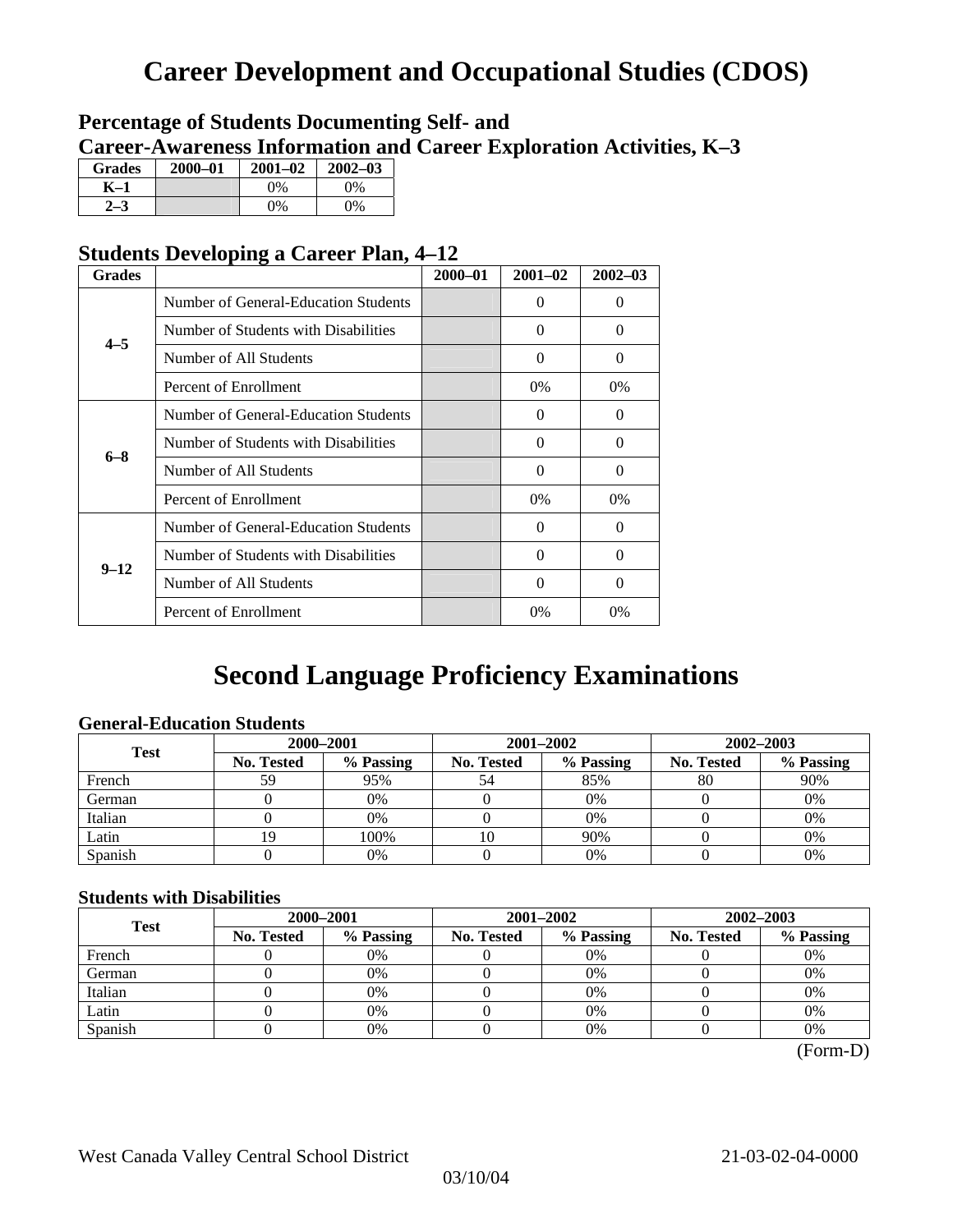# Career Development and Occupational Studies (CDOS)

### Percentage of Students Documenting Self- and Career-Awareness Information and Career Exploration Activities, K–3

| Grades | 2000–01 | 2001–02 | 2002–03 |
|---|---|---|---|
| K–1 | | 0% | 0% |
| 2–3 | | 0% | 0% |

### Students Developing a Career Plan, 4–12

| Grades | | 2000–01 | 2001–02 | 2002–03 |
|---|---|---|---|---|
| 4–5 | Number of General-Education Students | | 0 | 0 |
| | Number of Students with Disabilities | | 0 | 0 |
| | Number of All Students | | 0 | 0 |
| | Percent of Enrollment | | 0% | 0% |
| 6–8 | Number of General-Education Students | | 0 | 0 |
| | Number of Students with Disabilities | | 0 | 0 |
| | Number of All Students | | 0 | 0 |
| | Percent of Enrollment | | 0% | 0% |
| 9–12 | Number of General-Education Students | | 0 | 0 |
| | Number of Students with Disabilities | | 0 | 0 |
| | Number of All Students | | 0 | 0 |
| | Percent of Enrollment | | 0% | 0% |

# Second Language Proficiency Examinations

### General-Education Students

| Test | 2000–2001 | | 2001–2002 | | 2002–2003 | |
|---|---|---|---|---|---|---|
| | No. Tested | % Passing | No. Tested | % Passing | No. Tested | % Passing |
| French | 59 | 95% | 54 | 85% | 80 | 90% |
| German | 0 | 0% | 0 | 0% | 0 | 0% |
| Italian | 0 | 0% | 0 | 0% | 0 | 0% |
| Latin | 19 | 100% | 10 | 90% | 0 | 0% |
| Spanish | 0 | 0% | 0 | 0% | 0 | 0% |

### Students with Disabilities

| Test | 2000–2001 | | 2001–2002 | | 2002–2003 | |
|---|---|---|---|---|---|---|
| | No. Tested | % Passing | No. Tested | % Passing | No. Tested | % Passing |
| French | 0 | 0% | 0 | 0% | 0 | 0% |
| German | 0 | 0% | 0 | 0% | 0 | 0% |
| Italian | 0 | 0% | 0 | 0% | 0 | 0% |
| Latin | 0 | 0% | 0 | 0% | 0 | 0% |
| Spanish | 0 | 0% | 0 | 0% | 0 | 0% |

(Form-D)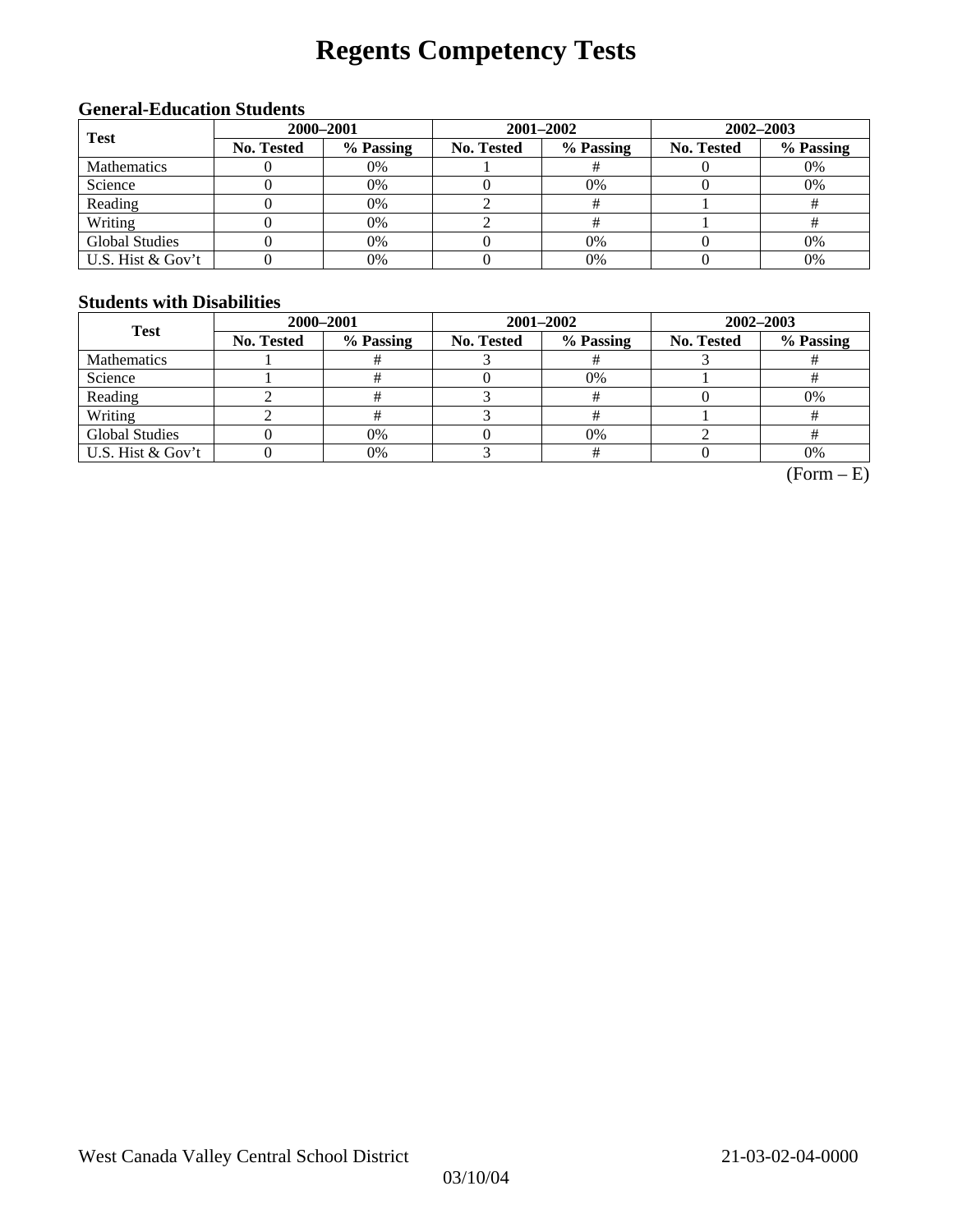# Regents Competency Tests

### General-Education Students

| Test | 2000–2001 | | 2001–2002 | | 2002–2003 | |
|---|---|---|---|---|---|---|
| | No. Tested | % Passing | No. Tested | % Passing | No. Tested | % Passing |
| Mathematics | 0 | 0% | 1 | # | 0 | 0% |
| Science | 0 | 0% | 0 | 0% | 0 | 0% |
| Reading | 0 | 0% | 2 | # | 1 | # |
| Writing | 0 | 0% | 2 | # | 1 | # |
| Global Studies | 0 | 0% | 0 | 0% | 0 | 0% |
| U.S. Hist & Gov't | 0 | 0% | 0 | 0% | 0 | 0% |

### Students with Disabilities

| Test | 2000–2001 | | 2001–2002 | | 2002–2003 | |
|---|---|---|---|---|---|---|
| | No. Tested | % Passing | No. Tested | % Passing | No. Tested | % Passing |
| Mathematics | 1 | # | 3 | # | 3 | # |
| Science | 1 | # | 0 | 0% | 1 | # |
| Reading | 2 | # | 3 | # | 0 | 0% |
| Writing | 2 | # | 3 | # | 1 | # |
| Global Studies | 0 | 0% | 0 | 0% | 2 | # |
| U.S. Hist & Gov't | 0 | 0% | 3 | # | 0 | 0% |

(Form – E)

West Canada Valley Central School District 21-03-02-04-0000

03/10/04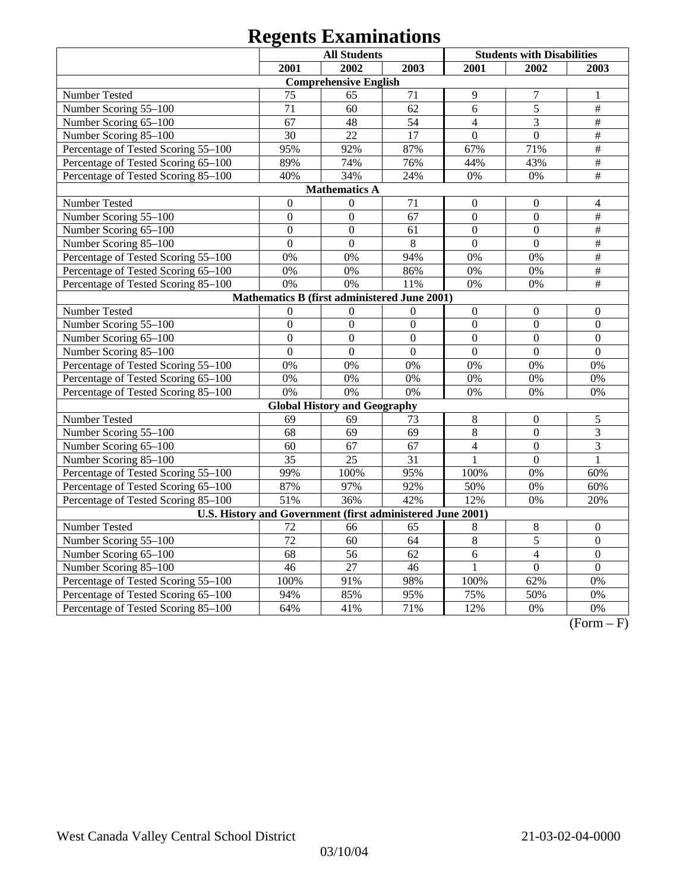# Regents Examinations

| | All Students | | | Students with Disabilities | | |
|---|---|---|---|---|---|---|
| | 2001 | 2002 | 2003 | 2001 | 2002 | 2003 |
| **Comprehensive English** | | | | | | |
| Number Tested | 75 | 65 | 71 | 9 | 7 | 1 |
| Number Scoring 55–100 | 71 | 60 | 62 | 6 | 5 | # |
| Number Scoring 65–100 | 67 | 48 | 54 | 4 | 3 | # |
| Number Scoring 85–100 | 30 | 22 | 17 | 0 | 0 | # |
| Percentage of Tested Scoring 55–100 | 95% | 92% | 87% | 67% | 71% | # |
| Percentage of Tested Scoring 65–100 | 89% | 74% | 76% | 44% | 43% | # |
| Percentage of Tested Scoring 85–100 | 40% | 34% | 24% | 0% | 0% | # |
| **Mathematics A** | | | | | | |
| Number Tested | 0 | 0 | 71 | 0 | 0 | 4 |
| Number Scoring 55–100 | 0 | 0 | 67 | 0 | 0 | # |
| Number Scoring 65–100 | 0 | 0 | 61 | 0 | 0 | # |
| Number Scoring 85–100 | 0 | 0 | 8 | 0 | 0 | # |
| Percentage of Tested Scoring 55–100 | 0% | 0% | 94% | 0% | 0% | # |
| Percentage of Tested Scoring 65–100 | 0% | 0% | 86% | 0% | 0% | # |
| Percentage of Tested Scoring 85–100 | 0% | 0% | 11% | 0% | 0% | # |
| **Mathematics B (first administered June 2001)** | | | | | | |
| Number Tested | 0 | 0 | 0 | 0 | 0 | 0 |
| Number Scoring 55–100 | 0 | 0 | 0 | 0 | 0 | 0 |
| Number Scoring 65–100 | 0 | 0 | 0 | 0 | 0 | 0 |
| Number Scoring 85–100 | 0 | 0 | 0 | 0 | 0 | 0 |
| Percentage of Tested Scoring 55–100 | 0% | 0% | 0% | 0% | 0% | 0% |
| Percentage of Tested Scoring 65–100 | 0% | 0% | 0% | 0% | 0% | 0% |
| Percentage of Tested Scoring 85–100 | 0% | 0% | 0% | 0% | 0% | 0% |
| **Global History and Geography** | | | | | | |
| Number Tested | 69 | 69 | 73 | 8 | 0 | 5 |
| Number Scoring 55–100 | 68 | 69 | 69 | 8 | 0 | 3 |
| Number Scoring 65–100 | 60 | 67 | 67 | 4 | 0 | 3 |
| Number Scoring 85–100 | 35 | 25 | 31 | 1 | 0 | 1 |
| Percentage of Tested Scoring 55–100 | 99% | 100% | 95% | 100% | 0% | 60% |
| Percentage of Tested Scoring 65–100 | 87% | 97% | 92% | 50% | 0% | 60% |
| Percentage of Tested Scoring 85–100 | 51% | 36% | 42% | 12% | 0% | 20% |
| **U.S. History and Government (first administered June 2001)** | | | | | | |
| Number Tested | 72 | 66 | 65 | 8 | 8 | 0 |
| Number Scoring 55–100 | 72 | 60 | 64 | 8 | 5 | 0 |
| Number Scoring 65–100 | 68 | 56 | 62 | 6 | 4 | 0 |
| Number Scoring 85–100 | 46 | 27 | 46 | 1 | 0 | 0 |
| Percentage of Tested Scoring 55–100 | 100% | 91% | 98% | 100% | 62% | 0% |
| Percentage of Tested Scoring 65–100 | 94% | 85% | 95% | 75% | 50% | 0% |
| Percentage of Tested Scoring 85–100 | 64% | 41% | 71% | 12% | 0% | 0% |

(Form – F)

West Canada Valley Central School District 21-03-02-04-0000

03/10/04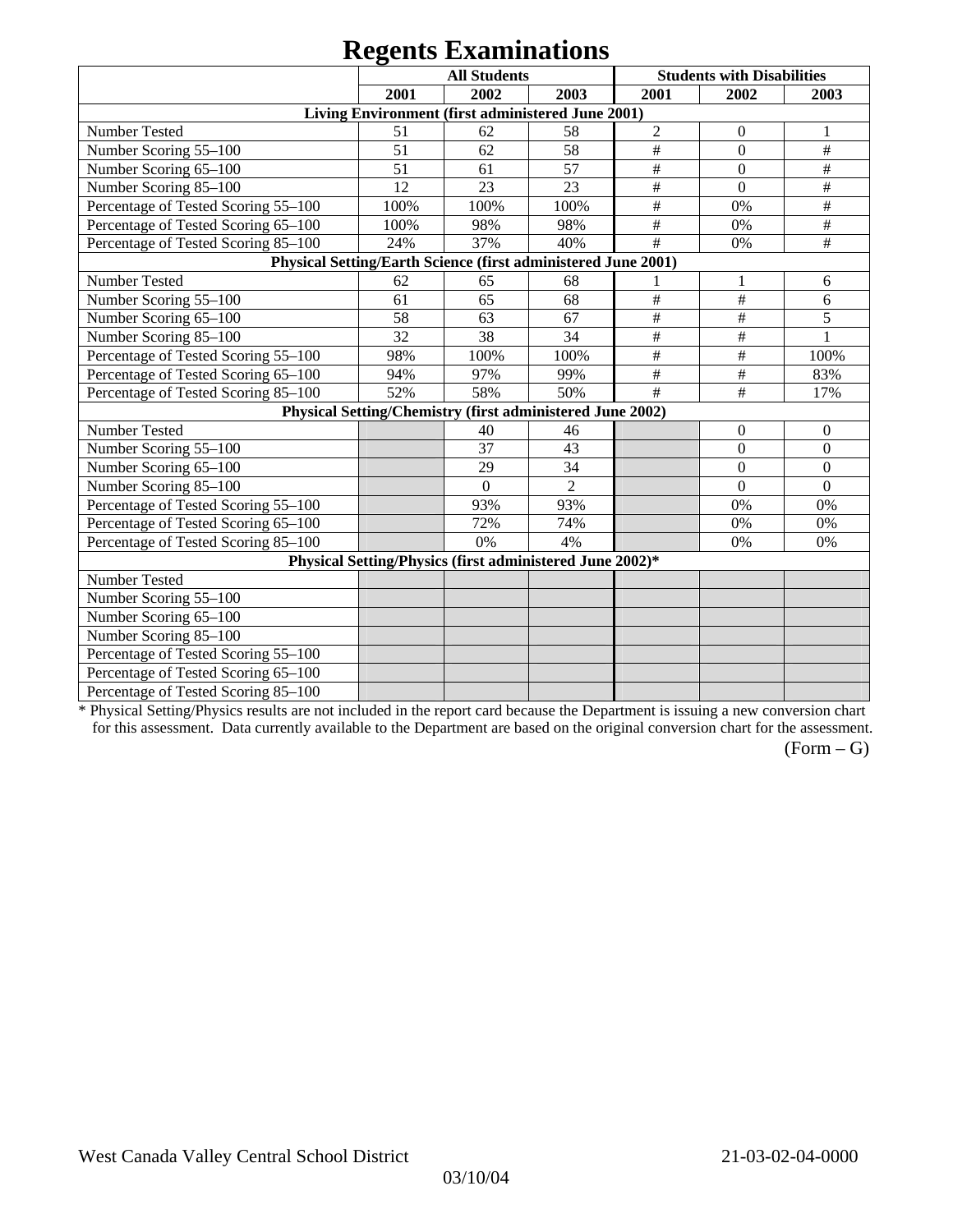# Regents Examinations

| | All Students | | | Students with Disabilities | | |
|---|---|---|---|---|---|---|
| | 2001 | 2002 | 2003 | 2001 | 2002 | 2003 |
| **Living Environment (first administered June 2001)** | | | | | | |
| Number Tested | 51 | 62 | 58 | 2 | 0 | 1 |
| Number Scoring 55–100 | 51 | 62 | 58 | # | 0 | # |
| Number Scoring 65–100 | 51 | 61 | 57 | # | 0 | # |
| Number Scoring 85–100 | 12 | 23 | 23 | # | 0 | # |
| Percentage of Tested Scoring 55–100 | 100% | 100% | 100% | # | 0% | # |
| Percentage of Tested Scoring 65–100 | 100% | 98% | 98% | # | 0% | # |
| Percentage of Tested Scoring 85–100 | 24% | 37% | 40% | # | 0% | # |
| **Physical Setting/Earth Science (first administered June 2001)** | | | | | | |
| Number Tested | 62 | 65 | 68 | 1 | 1 | 6 |
| Number Scoring 55–100 | 61 | 65 | 68 | # | # | 6 |
| Number Scoring 65–100 | 58 | 63 | 67 | # | # | 5 |
| Number Scoring 85–100 | 32 | 38 | 34 | # | # | 1 |
| Percentage of Tested Scoring 55–100 | 98% | 100% | 100% | # | # | 100% |
| Percentage of Tested Scoring 65–100 | 94% | 97% | 99% | # | # | 83% |
| Percentage of Tested Scoring 85–100 | 52% | 58% | 50% | # | # | 17% |
| **Physical Setting/Chemistry (first administered June 2002)** | | | | | | |
| Number Tested | | 40 | 46 | | 0 | 0 |
| Number Scoring 55–100 | | 37 | 43 | | 0 | 0 |
| Number Scoring 65–100 | | 29 | 34 | | 0 | 0 |
| Number Scoring 85–100 | | 0 | 2 | | 0 | 0 |
| Percentage of Tested Scoring 55–100 | | 93% | 93% | | 0% | 0% |
| Percentage of Tested Scoring 65–100 | | 72% | 74% | | 0% | 0% |
| Percentage of Tested Scoring 85–100 | | 0% | 4% | | 0% | 0% |
| **Physical Setting/Physics (first administered June 2002)*** | | | | | | |
| Number Tested | | | | | | |
| Number Scoring 55–100 | | | | | | |
| Number Scoring 65–100 | | | | | | |
| Number Scoring 85–100 | | | | | | |
| Percentage of Tested Scoring 55–100 | | | | | | |
| Percentage of Tested Scoring 65–100 | | | | | | |
| Percentage of Tested Scoring 85–100 | | | | | | |

* Physical Setting/Physics results are not included in the report card because the Department is issuing a new conversion chart for this assessment. Data currently available to the Department are based on the original conversion chart for the assessment.

(Form – G)

West Canada Valley Central School District 21-03-02-04-0000

03/10/04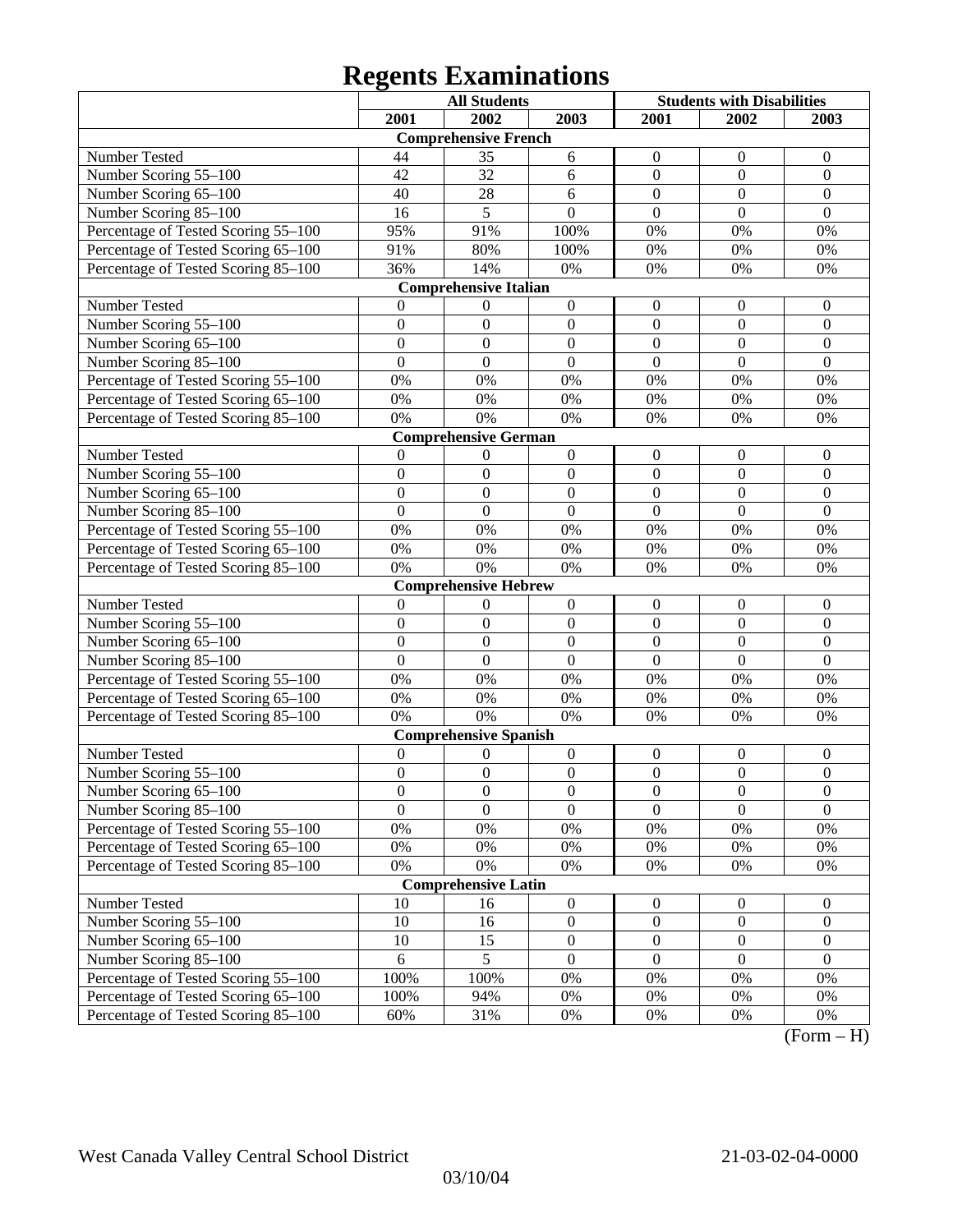# Regents Examinations

| | All Students | | | Students with Disabilities | | |
|---|---|---|---|---|---|---|
| | 2001 | 2002 | 2003 | 2001 | 2002 | 2003 |
| **Comprehensive French** | | | | | | |
| Number Tested | 44 | 35 | 6 | 0 | 0 | 0 |
| Number Scoring 55–100 | 42 | 32 | 6 | 0 | 0 | 0 |
| Number Scoring 65–100 | 40 | 28 | 6 | 0 | 0 | 0 |
| Number Scoring 85–100 | 16 | 5 | 0 | 0 | 0 | 0 |
| Percentage of Tested Scoring 55–100 | 95% | 91% | 100% | 0% | 0% | 0% |
| Percentage of Tested Scoring 65–100 | 91% | 80% | 100% | 0% | 0% | 0% |
| Percentage of Tested Scoring 85–100 | 36% | 14% | 0% | 0% | 0% | 0% |
| **Comprehensive Italian** | | | | | | |
| Number Tested | 0 | 0 | 0 | 0 | 0 | 0 |
| Number Scoring 55–100 | 0 | 0 | 0 | 0 | 0 | 0 |
| Number Scoring 65–100 | 0 | 0 | 0 | 0 | 0 | 0 |
| Number Scoring 85–100 | 0 | 0 | 0 | 0 | 0 | 0 |
| Percentage of Tested Scoring 55–100 | 0% | 0% | 0% | 0% | 0% | 0% |
| Percentage of Tested Scoring 65–100 | 0% | 0% | 0% | 0% | 0% | 0% |
| Percentage of Tested Scoring 85–100 | 0% | 0% | 0% | 0% | 0% | 0% |
| **Comprehensive German** | | | | | | |
| Number Tested | 0 | 0 | 0 | 0 | 0 | 0 |
| Number Scoring 55–100 | 0 | 0 | 0 | 0 | 0 | 0 |
| Number Scoring 65–100 | 0 | 0 | 0 | 0 | 0 | 0 |
| Number Scoring 85–100 | 0 | 0 | 0 | 0 | 0 | 0 |
| Percentage of Tested Scoring 55–100 | 0% | 0% | 0% | 0% | 0% | 0% |
| Percentage of Tested Scoring 65–100 | 0% | 0% | 0% | 0% | 0% | 0% |
| Percentage of Tested Scoring 85–100 | 0% | 0% | 0% | 0% | 0% | 0% |
| **Comprehensive Hebrew** | | | | | | |
| Number Tested | 0 | 0 | 0 | 0 | 0 | 0 |
| Number Scoring 55–100 | 0 | 0 | 0 | 0 | 0 | 0 |
| Number Scoring 65–100 | 0 | 0 | 0 | 0 | 0 | 0 |
| Number Scoring 85–100 | 0 | 0 | 0 | 0 | 0 | 0 |
| Percentage of Tested Scoring 55–100 | 0% | 0% | 0% | 0% | 0% | 0% |
| Percentage of Tested Scoring 65–100 | 0% | 0% | 0% | 0% | 0% | 0% |
| Percentage of Tested Scoring 85–100 | 0% | 0% | 0% | 0% | 0% | 0% |
| **Comprehensive Spanish** | | | | | | |
| Number Tested | 0 | 0 | 0 | 0 | 0 | 0 |
| Number Scoring 55–100 | 0 | 0 | 0 | 0 | 0 | 0 |
| Number Scoring 65–100 | 0 | 0 | 0 | 0 | 0 | 0 |
| Number Scoring 85–100 | 0 | 0 | 0 | 0 | 0 | 0 |
| Percentage of Tested Scoring 55–100 | 0% | 0% | 0% | 0% | 0% | 0% |
| Percentage of Tested Scoring 65–100 | 0% | 0% | 0% | 0% | 0% | 0% |
| Percentage of Tested Scoring 85–100 | 0% | 0% | 0% | 0% | 0% | 0% |
| **Comprehensive Latin** | | | | | | |
| Number Tested | 10 | 16 | 0 | 0 | 0 | 0 |
| Number Scoring 55–100 | 10 | 16 | 0 | 0 | 0 | 0 |
| Number Scoring 65–100 | 10 | 15 | 0 | 0 | 0 | 0 |
| Number Scoring 85–100 | 6 | 5 | 0 | 0 | 0 | 0 |
| Percentage of Tested Scoring 55–100 | 100% | 100% | 0% | 0% | 0% | 0% |
| Percentage of Tested Scoring 65–100 | 100% | 94% | 0% | 0% | 0% | 0% |
| Percentage of Tested Scoring 85–100 | 60% | 31% | 0% | 0% | 0% | 0% |

(Form – H)

West Canada Valley Central School District 21-03-02-04-0000

03/10/04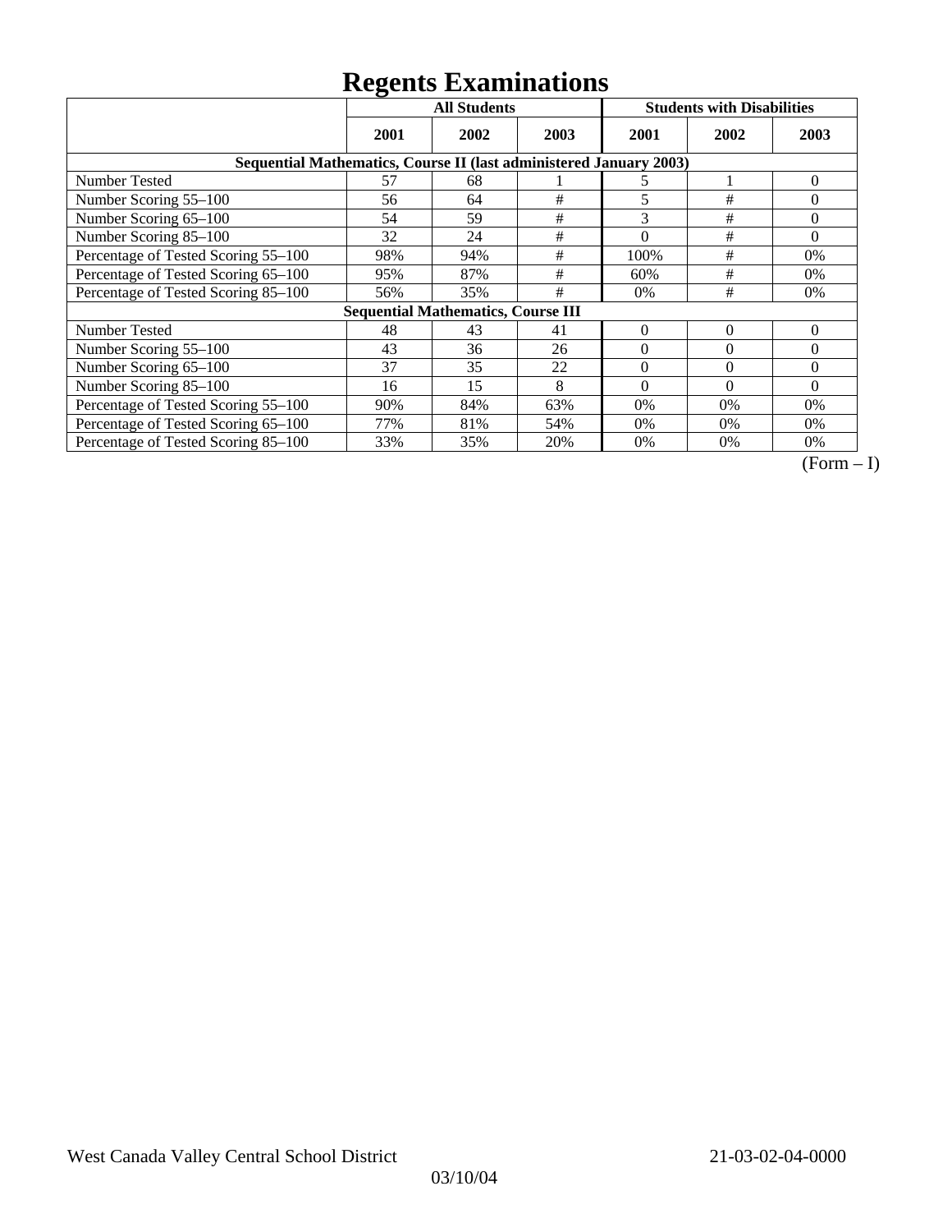# Regents Examinations

| | All Students | | | Students with Disabilities | | |
|---|---|---|---|---|---|---|
| | 2001 | 2002 | 2003 | 2001 | 2002 | 2003 |
| **Sequential Mathematics, Course II (last administered January 2003)** | | | | | | |
| Number Tested | 57 | 68 | 1 | 5 | 1 | 0 |
| Number Scoring 55–100 | 56 | 64 | # | 5 | # | 0 |
| Number Scoring 65–100 | 54 | 59 | # | 3 | # | 0 |
| Number Scoring 85–100 | 32 | 24 | # | 0 | # | 0 |
| Percentage of Tested Scoring 55–100 | 98% | 94% | # | 100% | # | 0% |
| Percentage of Tested Scoring 65–100 | 95% | 87% | # | 60% | # | 0% |
| Percentage of Tested Scoring 85–100 | 56% | 35% | # | 0% | # | 0% |
| **Sequential Mathematics, Course III** | | | | | | |
| Number Tested | 48 | 43 | 41 | 0 | 0 | 0 |
| Number Scoring 55–100 | 43 | 36 | 26 | 0 | 0 | 0 |
| Number Scoring 65–100 | 37 | 35 | 22 | 0 | 0 | 0 |
| Number Scoring 85–100 | 16 | 15 | 8 | 0 | 0 | 0 |
| Percentage of Tested Scoring 55–100 | 90% | 84% | 63% | 0% | 0% | 0% |
| Percentage of Tested Scoring 65–100 | 77% | 81% | 54% | 0% | 0% | 0% |
| Percentage of Tested Scoring 85–100 | 33% | 35% | 20% | 0% | 0% | 0% |

(Form – I)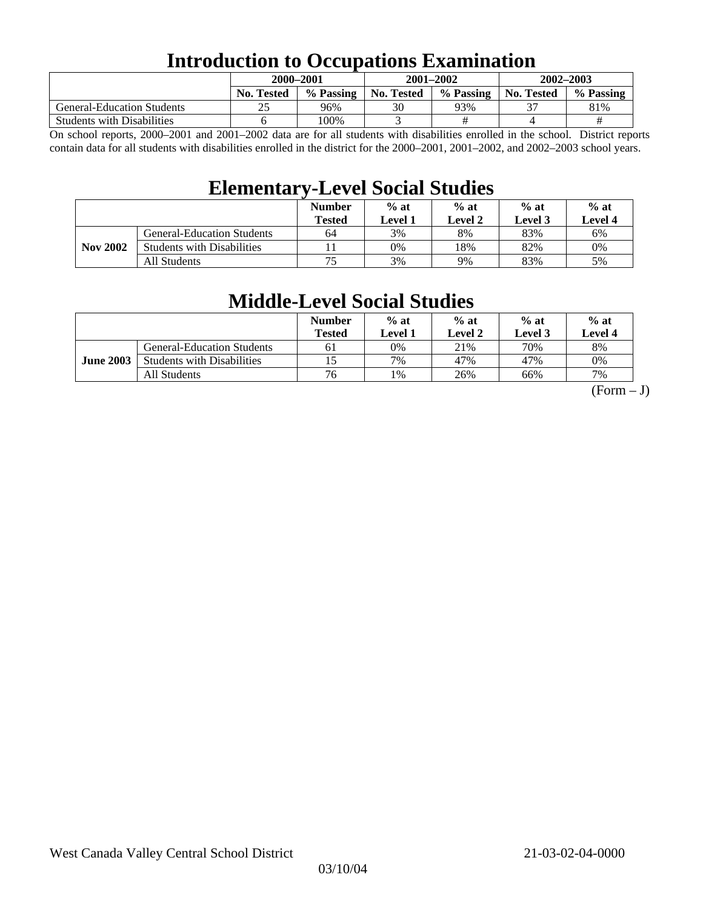# Introduction to Occupations Examination

| | 2000–2001 | | 2001–2002 | | 2002–2003 | |
|---|---|---|---|---|---|---|
| | No. Tested | % Passing | No. Tested | % Passing | No. Tested | % Passing |
| General-Education Students | 25 | 96% | 30 | 93% | 37 | 81% |
| Students with Disabilities | 6 | 100% | 3 | # | 4 | # |

On school reports, 2000–2001 and 2001–2002 data are for all students with disabilities enrolled in the school. District reports contain data for all students with disabilities enrolled in the district for the 2000–2001, 2001–2002, and 2002–2003 school years.

# Elementary-Level Social Studies

| | | Number Tested | % at Level 1 | % at Level 2 | % at Level 3 | % at Level 4 |
|---|---|---|---|---|---|---|
| Nov 2002 | General-Education Students | 64 | 3% | 8% | 83% | 6% |
| | Students with Disabilities | 11 | 0% | 18% | 82% | 0% |
| | All Students | 75 | 3% | 9% | 83% | 5% |

# Middle-Level Social Studies

| | | Number Tested | % at Level 1 | % at Level 2 | % at Level 3 | % at Level 4 |
|---|---|---|---|---|---|---|
| June 2003 | General-Education Students | 61 | 0% | 21% | 70% | 8% |
| | Students with Disabilities | 15 | 7% | 47% | 47% | 0% |
| | All Students | 76 | 1% | 26% | 66% | 7% |

(Form – J)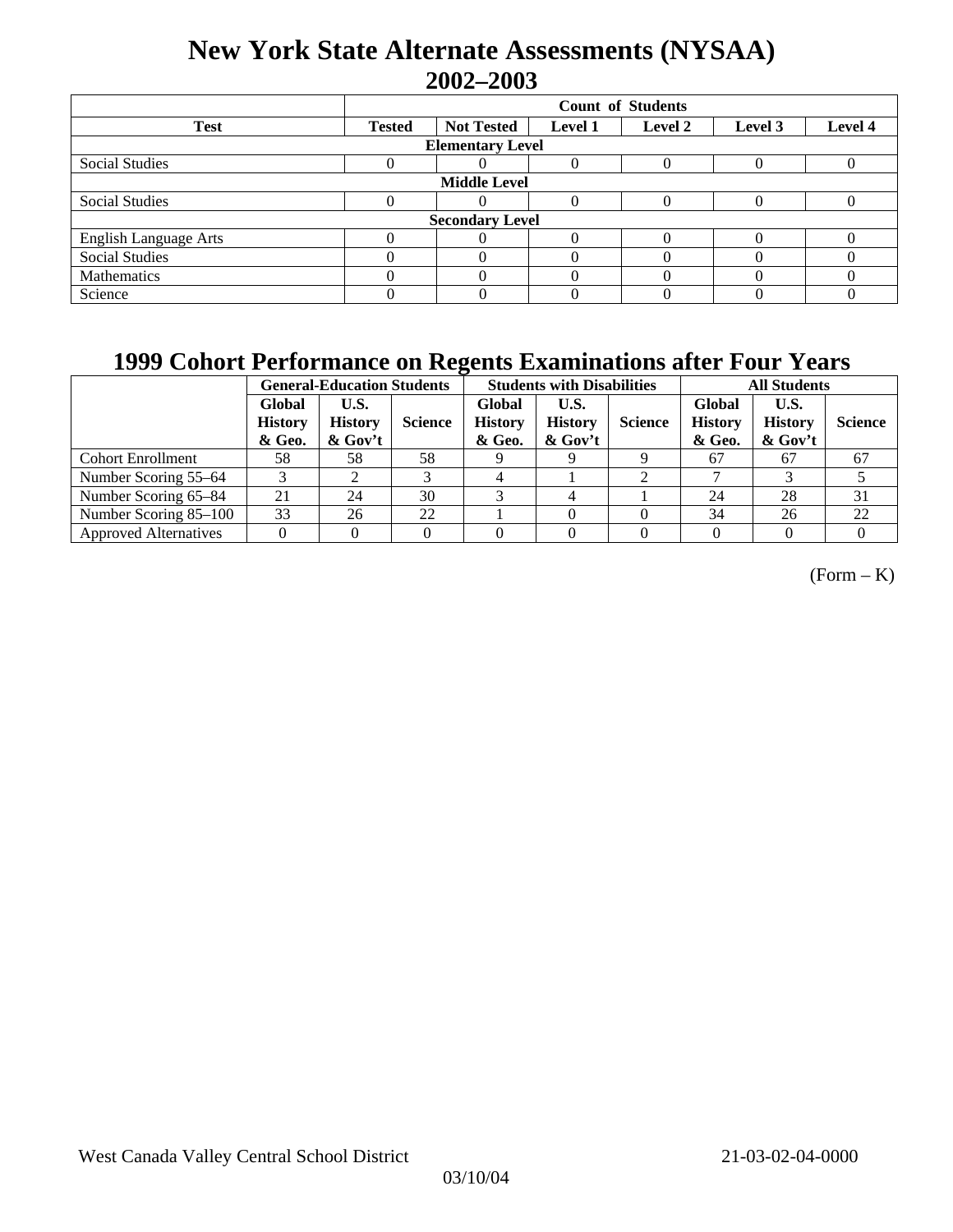# New York State Alternate Assessments (NYSAA) 2002–2003

| | Count of Students | | | | | |
|---|---|---|---|---|---|---|
| **Test** | **Tested** | **Not Tested** | **Level 1** | **Level 2** | **Level 3** | **Level 4** |
| **Elementary Level** | | | | | | |
| Social Studies | 0 | 0 | 0 | 0 | 0 | 0 |
| **Middle Level** | | | | | | |
| Social Studies | 0 | 0 | 0 | 0 | 0 | 0 |
| **Secondary Level** | | | | | | |
| English Language Arts | 0 | 0 | 0 | 0 | 0 | 0 |
| Social Studies | 0 | 0 | 0 | 0 | 0 | 0 |
| Mathematics | 0 | 0 | 0 | 0 | 0 | 0 |
| Science | 0 | 0 | 0 | 0 | 0 | 0 |

# 1999 Cohort Performance on Regents Examinations after Four Years

| | General-Education Students | | | Students with Disabilities | | | All Students | | |
|---|---|---|---|---|---|---|---|---|---|
| | **Global History & Geo.** | **U.S. History & Gov't** | **Science** | **Global History & Geo.** | **U.S. History & Gov't** | **Science** | **Global History & Geo.** | **U.S. History & Gov't** | **Science** |
| Cohort Enrollment | 58 | 58 | 58 | 9 | 9 | 9 | 67 | 67 | 67 |
| Number Scoring 55–64 | 3 | 2 | 3 | 4 | 1 | 2 | 7 | 3 | 5 |
| Number Scoring 65–84 | 21 | 24 | 30 | 3 | 4 | 1 | 24 | 28 | 31 |
| Number Scoring 85–100 | 33 | 26 | 22 | 1 | 0 | 0 | 34 | 26 | 22 |
| Approved Alternatives | 0 | 0 | 0 | 0 | 0 | 0 | 0 | 0 | 0 |

(Form – K)

West Canada Valley Central School District 21-03-02-04-0000

03/10/04